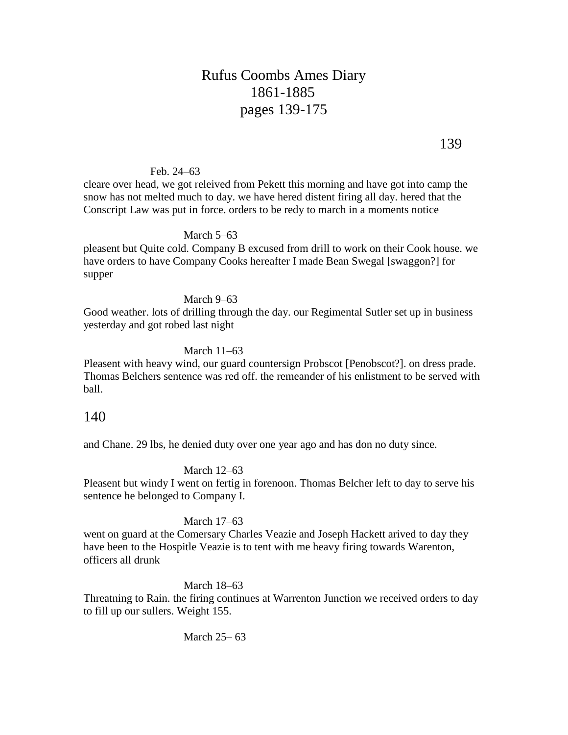# Rufus Coombs Ames Diary
## 1861-1885
## pages 139-175

Feb. 24–63

cleare over head, we got releived from Pekett this morning and have got into camp the snow has not melted much to day. we have hered distent firing all day. hered that the Conscript Law was put in force. orders to be redy to march in a moments notice

March 5–63

pleasent but Quite cold. Company B excused from drill to work on their Cook house. we have orders to have Company Cooks hereafter I made Bean Swegal [swaggon?] for supper

March 9–63

Good weather. lots of drilling through the day. our Regimental Sutler set up in business yesterday and got robed last night

March 11–63

Pleasent with heavy wind, our guard countersign Probscot [Penobscot?]. on dress prade. Thomas Belchers sentence was red off. the remeander of his enlistment to be served with ball.

140

and Chane. 29 lbs, he denied duty over one year ago and has don no duty since.

March 12–63

Pleasent but windy I went on fertig in forenoon. Thomas Belcher left to day to serve his sentence he belonged to Company I.

March 17–63

went on guard at the Comersary Charles Veazie and Joseph Hackett arived to day they have been to the Hospitle Veazie is to tent with me heavy firing towards Warenton, officers all drunk

March 18–63

Threatning to Rain. the firing continues at Warrenton Junction we received orders to day to fill up our sullers. Weight 155.

March 25– 63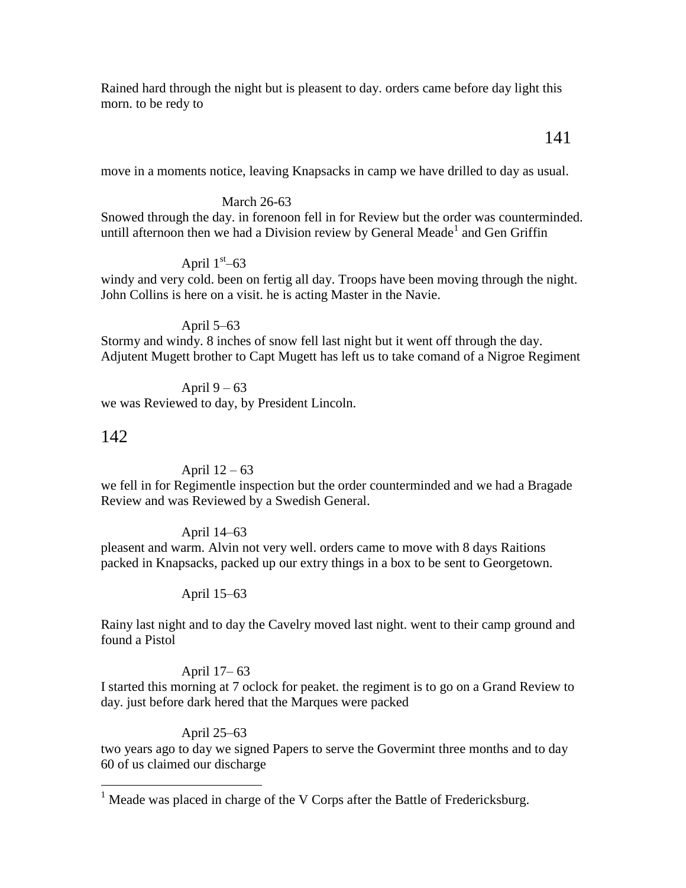Rained hard through the night but is pleasent to day. orders came before day light this morn. to be redy to

move in a moments notice, leaving Knapsacks in camp we have drilled to day as usual.

March 26-63

Snowed through the day. in forenoon fell in for Review but the order was counterminded. untill afternoon then we had a Division review by General Meade[1] and Gen Griffin

April 1st–63

windy and very cold. been on fertig all day. Troops have been moving through the night. John Collins is here on a visit. he is acting Master in the Navie.

April 5–63

Stormy and windy. 8 inches of snow fell last night but it went off through the day. Adjutent Mugett brother to Capt Mugett has left us to take comand of a Nigroe Regiment

April 9 – 63

we was Reviewed to day, by President Lincoln.

April 12 – 63

we fell in for Regimentle inspection but the order counterminded and we had a Bragade Review and was Reviewed by a Swedish General.

April 14–63

pleasent and warm. Alvin not very well. orders came to move with 8 days Raitions packed in Knapsacks, packed up our extry things in a box to be sent to Georgetown.

April 15–63

Rainy last night and to day the Cavelry moved last night. went to their camp ground and found a Pistol

April 17– 63

I started this morning at 7 oclock for peaket. the regiment is to go on a Grand Review to day. just before dark hered that the Marques were packed

April 25–63

two years ago to day we signed Papers to serve the Govermint three months and to day 60 of us claimed our discharge

[1] Meade was placed in charge of the V Corps after the Battle of Fredericksburg.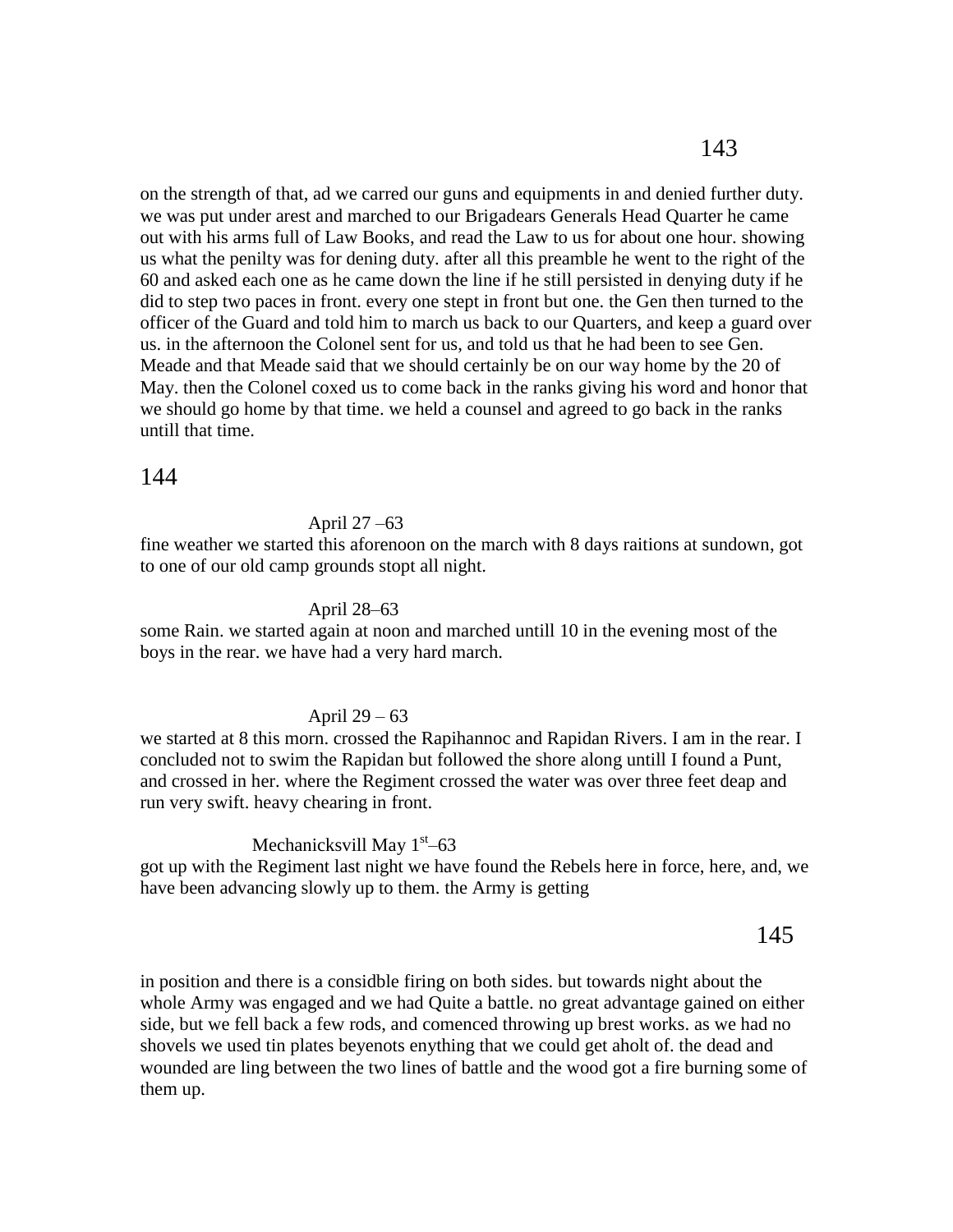on the strength of that, ad we carred our guns and equipments in and denied further duty. we was put under arest and marched to our Brigadears Generals Head Quarter he came out with his arms full of Law Books, and read the Law to us for about one hour. showing us what the penilty was for dening duty. after all this preamble he went to the right of the 60 and asked each one as he came down the line if he still persisted in denying duty if he did to step two paces in front. every one stept in front but one. the Gen then turned to the officer of the Guard and told him to march us back to our Quarters, and keep a guard over us. in the afternoon the Colonel sent for us, and told us that he had been to see Gen. Meade and that Meade said that we should certainly be on our way home by the 20 of May. then the Colonel coxed us to come back in the ranks giving his word and honor that we should go home by that time. we held a counsel and agreed to go back in the ranks untill that time.

April 27 –63

fine weather we started this aforenoon on the march with 8 days raitions at sundown, got to one of our old camp grounds stopt all night.

April 28–63

some Rain. we started again at noon and marched untill 10 in the evening most of the boys in the rear. we have had a very hard march.

April 29 – 63

we started at 8 this morn. crossed the Rapihannoc and Rapidan Rivers. I am in the rear. I concluded not to swim the Rapidan but followed the shore along untill I found a Punt, and crossed in her. where the Regiment crossed the water was over three feet deap and run very swift. heavy chearing in front.

Mechanicksvill May 1st–63

got up with the Regiment last night we have found the Rebels here in force, here, and, we have been advancing slowly up to them. the Army is getting in position and there is a considble firing on both sides. but towards night about the whole Army was engaged and we had Quite a battle. no great advantage gained on either side, but we fell back a few rods, and comenced throwing up brest works. as we had no shovels we used tin plates beyenots enything that we could get aholt of. the dead and wounded are ling between the two lines of battle and the wood got a fire burning some of them up.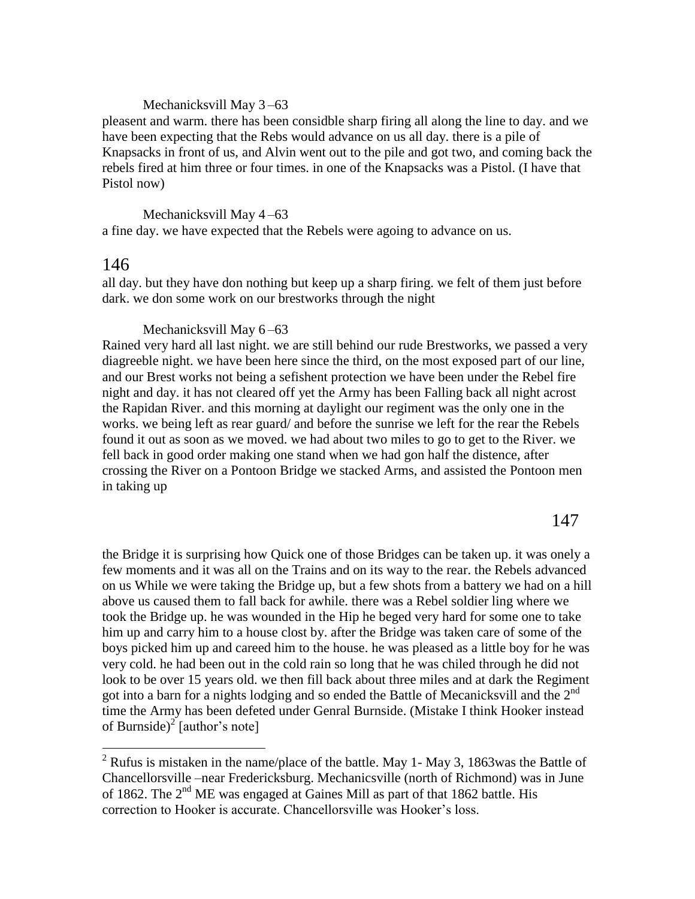Mechanicksvill May 3 –63

pleasent and warm. there has been considble sharp firing all along the line to day. and we have been expecting that the Rebs would advance on us all day. there is a pile of Knapsacks in front of us, and Alvin went out to the pile and got two, and coming back the rebels fired at him three or four times. in one of the Knapsacks was a Pistol. (I have that Pistol now)

Mechanicksvill May 4 –63

a fine day. we have expected that the Rebels were agoing to advance on us.

all day. but they have don nothing but keep up a sharp firing. we felt of them just before dark. we don some work on our brestworks through the night

Mechanicksvill May 6 –63

Rained very hard all last night. we are still behind our rude Brestworks, we passed a very diagreeble night. we have been here since the third, on the most exposed part of our line, and our Brest works not being a sefishent protection we have been under the Rebel fire night and day. it has not cleared off yet the Army has been Falling back all night acrost the Rapidan River. and this morning at daylight our regiment was the only one in the works. we being left as rear guard/ and before the sunrise we left for the rear the Rebels found it out as soon as we moved. we had about two miles to go to get to the River. we fell back in good order making one stand when we had gon half the distence, after crossing the River on a Pontoon Bridge we stacked Arms, and assisted the Pontoon men in taking up

the Bridge it is surprising how Quick one of those Bridges can be taken up. it was onely a few moments and it was all on the Trains and on its way to the rear. the Rebels advanced on us While we were taking the Bridge up, but a few shots from a battery we had on a hill above us caused them to fall back for awhile. there was a Rebel soldier ling where we took the Bridge up. he was wounded in the Hip he beged very hard for some one to take him up and carry him to a house clost by. after the Bridge was taken care of some of the boys picked him up and careed him to the house. he was pleased as a little boy for he was very cold. he had been out in the cold rain so long that he was chiled through he did not look to be over 15 years old. we then fill back about three miles and at dark the Regiment got into a barn for a nights lodging and so ended the Battle of Mecanicksvill and the 2nd time the Army has been defeted under Genral Burnside. (Mistake I think Hooker instead of Burnside)[2] [author's note]

---

[2] Rufus is mistaken in the name/place of the battle. May 1- May 3, 1863was the Battle of Chancellorsville –near Fredericksburg. Mechanicsville (north of Richmond) was in June of 1862. The 2nd ME was engaged at Gaines Mill as part of that 1862 battle. His correction to Hooker is accurate. Chancellorsville was Hooker's loss.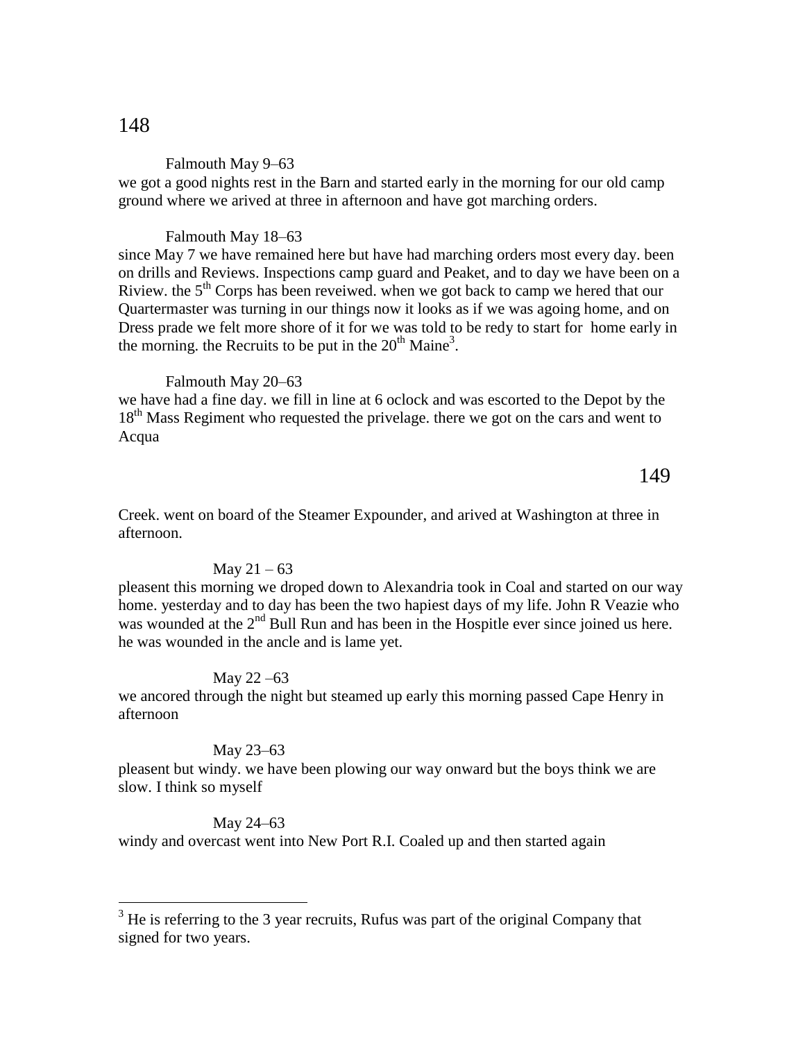Falmouth May 9–63

we got a good nights rest in the Barn and started early in the morning for our old camp ground where we arived at three in afternoon and have got marching orders.

Falmouth May 18–63

since May 7 we have remained here but have had marching orders most every day. been on drills and Reviews. Inspections camp guard and Peaket, and to day we have been on a Riview. the 5th Corps has been reveiwed. when we got back to camp we hered that our Quartermaster was turning in our things now it looks as if we was agoing home, and on Dress prade we felt more shore of it for we was told to be redy to start for home early in the morning. the Recruits to be put in the 20th Maine[3].

Falmouth May 20–63

we have had a fine day. we fill in line at 6 oclock and was escorted to the Depot by the 18th Mass Regiment who requested the privelage. there we got on the cars and went to Acqua Creek. went on board of the Steamer Expounder, and arived at Washington at three in afternoon.

May 21 – 63

pleasent this morning we droped down to Alexandria took in Coal and started on our way home. yesterday and to day has been the two hapiest days of my life. John R Veazie who was wounded at the 2nd Bull Run and has been in the Hospitle ever since joined us here. he was wounded in the ancle and is lame yet.

May 22 –63

we ancored through the night but steamed up early this morning passed Cape Henry in afternoon

May 23–63

pleasent but windy. we have been plowing our way onward but the boys think we are slow. I think so myself

May 24–63

windy and overcast went into New Port R.I. Coaled up and then started again

---

[3] He is referring to the 3 year recruits, Rufus was part of the original Company that signed for two years.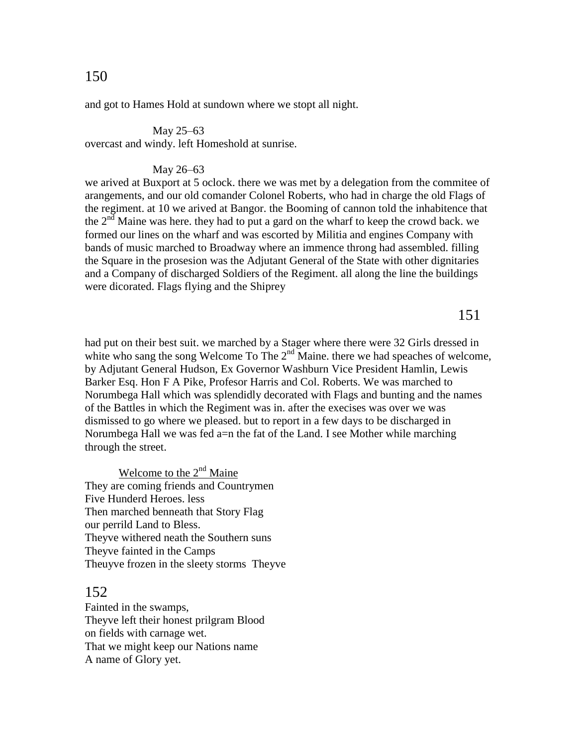and got to Hames Hold at sundown where we stopt all night.

May 25–63
overcast and windy. left Homeshold at sunrise.

May 26–63
we arived at Buxport at 5 oclock. there we was met by a delegation from the commitee of arangements, and our old comander Colonel Roberts, who had in charge the old Flags of the regiment. at 10 we arived at Bangor. the Booming of cannon told the inhabitence that the 2nd Maine was here. they had to put a gard on the wharf to keep the crowd back. we formed our lines on the wharf and was escorted by Militia and engines Company with bands of music marched to Broadway where an immence throng had assembled. filling the Square in the prosesion was the Adjutant General of the State with other dignitaries and a Company of discharged Soldiers of the Regiment. all along the line the buildings were dicorated. Flags flying and the Shiprey had put on their best suit. we marched by a Stager where there were 32 Girls dressed in white who sang the song Welcome To The 2nd Maine. there we had speaches of welcome, by Adjutant General Hudson, Ex Governor Washburn Vice President Hamlin, Lewis Barker Esq. Hon F A Pike, Profesor Harris and Col. Roberts. We was marched to Norumbega Hall which was splendidly decorated with Flags and bunting and the names of the Battles in which the Regiment was in. after the execises was over we was dismissed to go where we pleased. but to report in a few days to be discharged in Norumbega Hall we was fed a=n the fat of the Land. I see Mother while marching through the street.

<u>Welcome to the 2nd Maine</u>

They are coming friends and Countrymen
Five Hunderd Heroes. less
Then marched benneath that Story Flag
our perrild Land to Bless.
Theyve withered neath the Southern suns
Theyve fainted in the Camps
Theuyve frozen in the sleety storms Theyve
Fainted in the swamps,
Theyve left their honest prilgram Blood
on fields with carnage wet.
That we might keep our Nations name
A name of Glory yet.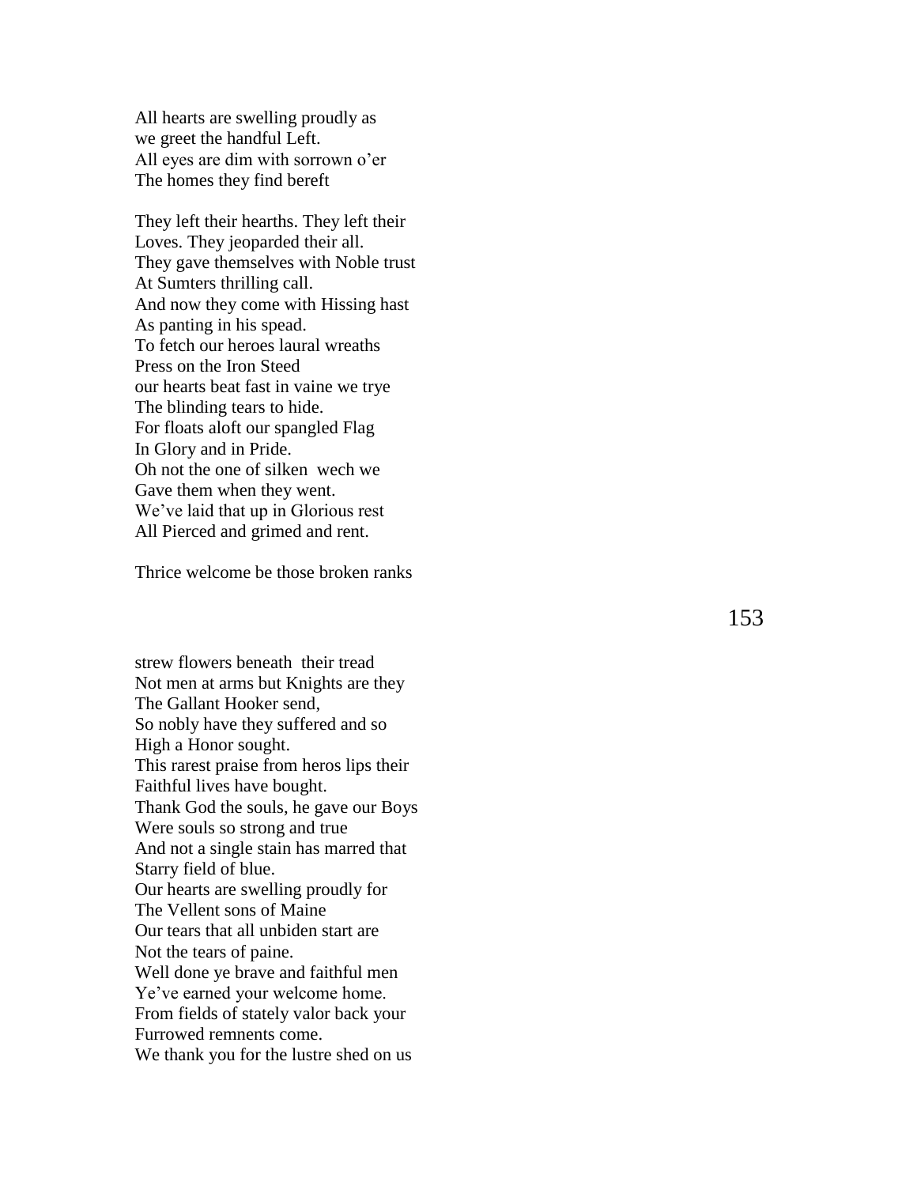All hearts are swelling proudly as
we greet the handful Left.
All eyes are dim with sorrown o'er
The homes they find bereft

They left their hearths. They left their
Loves. They jeoparded their all.
They gave themselves with Noble trust
At Sumters thrilling call.
And now they come with Hissing hast
As panting in his spead.
To fetch our heroes laural wreaths
Press on the Iron Steed
our hearts beat fast in vaine we trye
The blinding tears to hide.
For floats aloft our spangled Flag
In Glory and in Pride.
Oh not the one of silken wech we
Gave them when they went.
We've laid that up in Glorious rest
All Pierced and grimed and rent.

Thrice welcome be those broken ranks

strew flowers beneath their tread
Not men at arms but Knights are they
The Gallant Hooker send,
So nobly have they suffered and so
High a Honor sought.
This rarest praise from heros lips their
Faithful lives have bought.
Thank God the souls, he gave our Boys
Were souls so strong and true
And not a single stain has marred that
Starry field of blue.
Our hearts are swelling proudly for
The Vellent sons of Maine
Our tears that all unbiden start are
Not the tears of paine.
Well done ye brave and faithful men
Ye've earned your welcome home.
From fields of stately valor back your
Furrowed remnents come.
We thank you for the lustre shed on us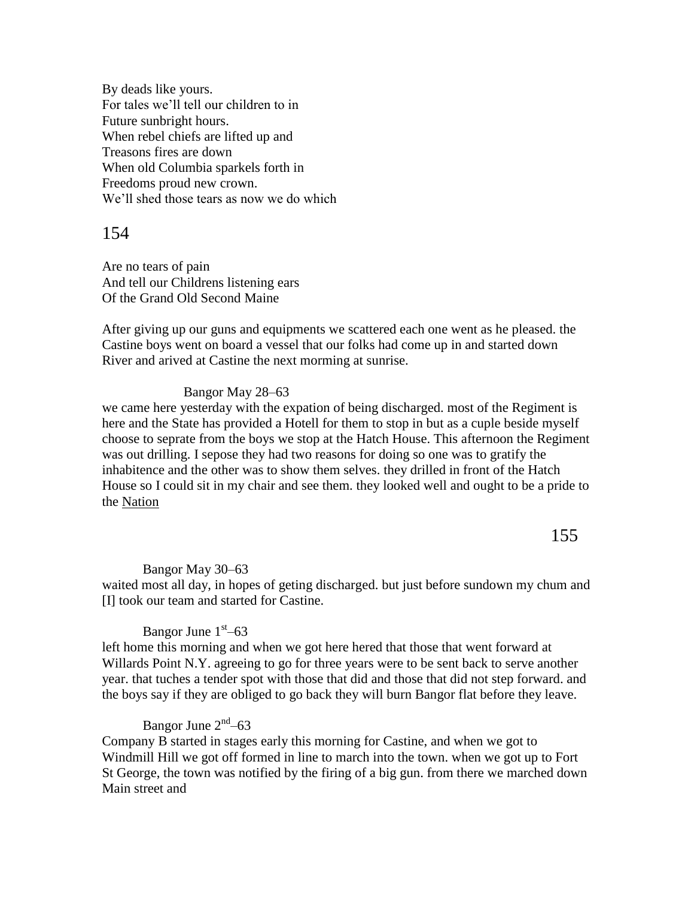By deads like yours.
For tales we'll tell our children to in
Future sunbright hours.
When rebel chiefs are lifted up and
Treasons fires are down
When old Columbia sparkels forth in
Freedoms proud new crown.
We'll shed those tears as now we do which

Are no tears of pain
And tell our Childrens listening ears
Of the Grand Old Second Maine

After giving up our guns and equipments we scattered each one went as he pleased. the Castine boys went on board a vessel that our folks had come up in and started down River and arived at Castine the next morming at sunrise.

Bangor May 28–63

we came here yesterday with the expation of being discharged. most of the Regiment is here and the State has provided a Hotell for them to stop in but as a cuple beside myself choose to seprate from the boys we stop at the Hatch House. This afternoon the Regiment was out drilling. I sepose they had two reasons for doing so one was to gratify the inhabitence and the other was to show them selves. they drilled in front of the Hatch House so I could sit in my chair and see them. they looked well and ought to be a pride to the <u>Nation</u>

Bangor May 30–63

waited most all day, in hopes of geting discharged. but just before sundown my chum and [I] took our team and started for Castine.

Bangor June 1st–63

left home this morning and when we got here hered that those that went forward at Willards Point N.Y. agreeing to go for three years were to be sent back to serve another year. that tuches a tender spot with those that did and those that did not step forward. and the boys say if they are obliged to go back they will burn Bangor flat before they leave.

Bangor June 2nd–63

Company B started in stages early this morning for Castine, and when we got to Windmill Hill we got off formed in line to march into the town. when we got up to Fort St George, the town was notified by the firing of a big gun. from there we marched down Main street and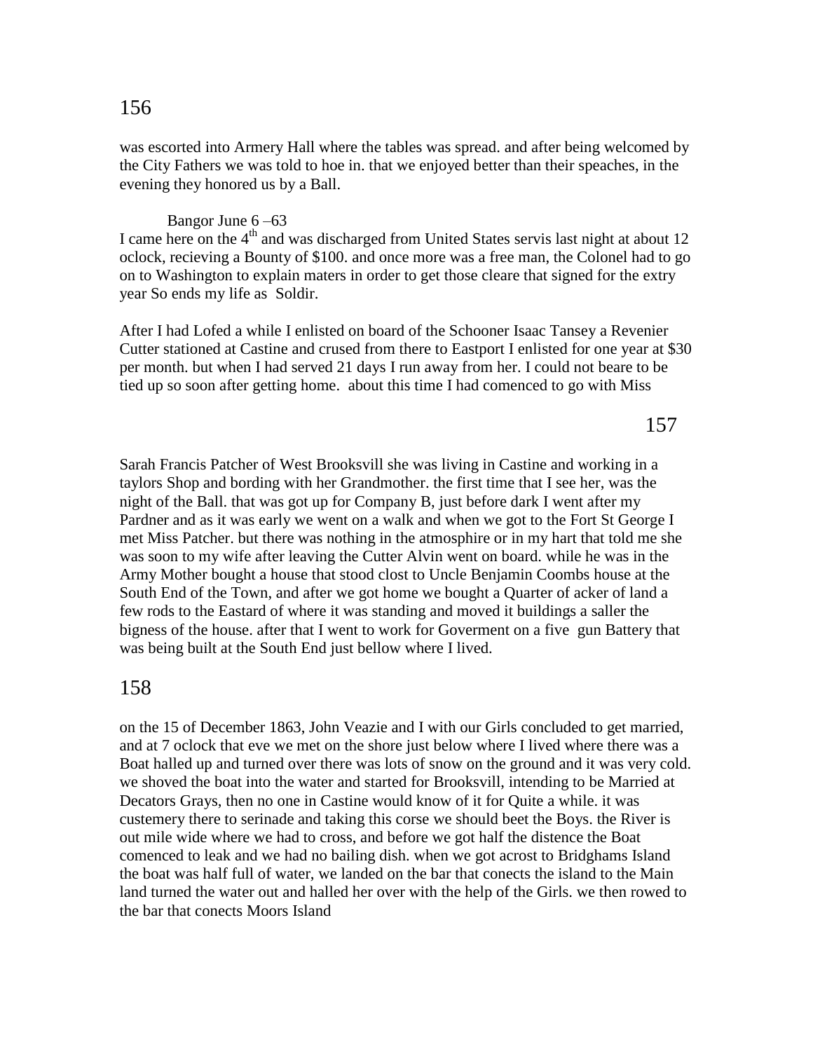was escorted into Armery Hall where the tables was spread. and after being welcomed by the City Fathers we was told to hoe in. that we enjoyed better than their speaches, in the evening they honored us by a Ball.

Bangor June 6 –63

I came here on the 4th and was discharged from United States servis last night at about 12 oclock, recieving a Bounty of $100. and once more was a free man, the Colonel had to go on to Washington to explain maters in order to get those cleare that signed for the extry year So ends my life as Soldir.

After I had Lofed a while I enlisted on board of the Schooner Isaac Tansey a Revenier Cutter stationed at Castine and crused from there to Eastport I enlisted for one year at $30 per month. but when I had served 21 days I run away from her. I could not beare to be tied up so soon after getting home. about this time I had comenced to go with Miss

Sarah Francis Patcher of West Brooksvill she was living in Castine and working in a taylors Shop and bording with her Grandmother. the first time that I see her, was the night of the Ball. that was got up for Company B, just before dark I went after my Pardner and as it was early we went on a walk and when we got to the Fort St George I met Miss Patcher. but there was nothing in the atmosphire or in my hart that told me she was soon to my wife after leaving the Cutter Alvin went on board. while he was in the Army Mother bought a house that stood clost to Uncle Benjamin Coombs house at the South End of the Town, and after we got home we bought a Quarter of acker of land a few rods to the Eastard of where it was standing and moved it buildings a saller the bigness of the house. after that I went to work for Goverment on a five gun Battery that was being built at the South End just bellow where I lived.

on the 15 of December 1863, John Veazie and I with our Girls concluded to get married, and at 7 oclock that eve we met on the shore just below where I lived where there was a Boat halled up and turned over there was lots of snow on the ground and it was very cold. we shoved the boat into the water and started for Brooksvill, intending to be Married at Decators Grays, then no one in Castine would know of it for Quite a while. it was custemery there to serinade and taking this corse we should beet the Boys. the River is out mile wide where we had to cross, and before we got half the distence the Boat comenced to leak and we had no bailing dish. when we got acrost to Bridghams Island the boat was half full of water, we landed on the bar that conects the island to the Main land turned the water out and halled her over with the help of the Girls. we then rowed to the bar that conects Moors Island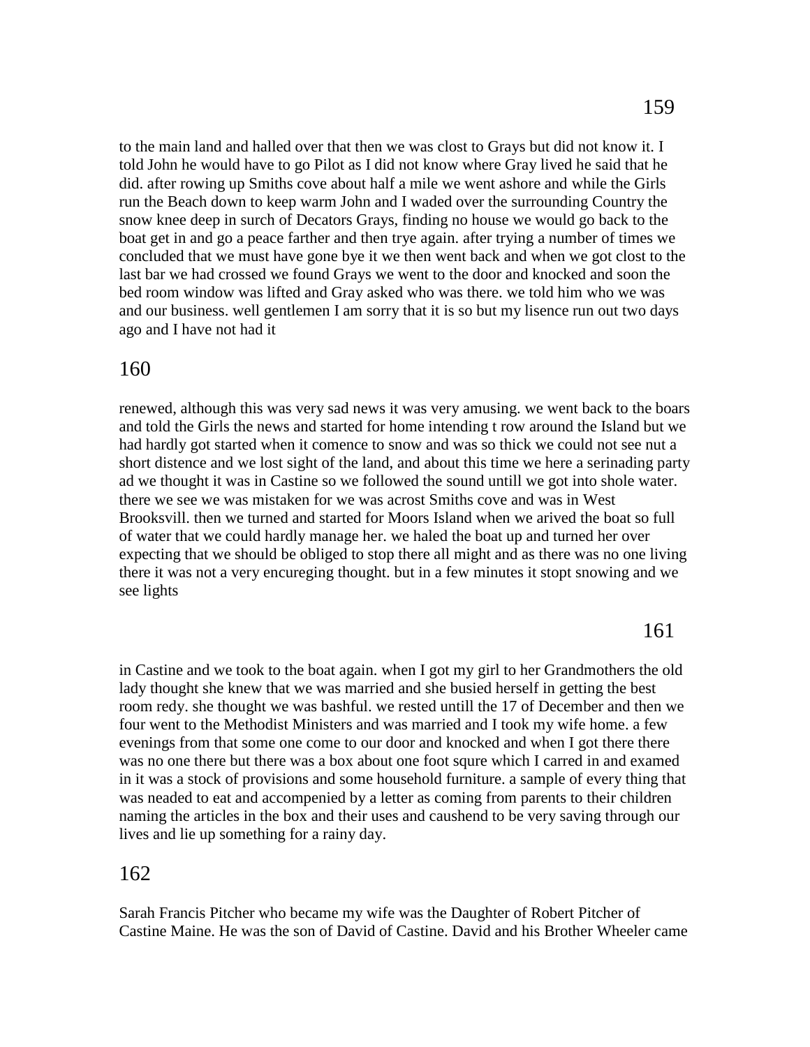to the main land and halled over that then we was clost to Grays but did not know it. I told John he would have to go Pilot as I did not know where Gray lived he said that he did. after rowing up Smiths cove about half a mile we went ashore and while the Girls run the Beach down to keep warm John and I waded over the surrounding Country the snow knee deep in surch of Decators Grays, finding no house we would go back to the boat get in and go a peace farther and then trye again. after trying a number of times we concluded that we must have gone bye it we then went back and when we got clost to the last bar we had crossed we found Grays we went to the door and knocked and soon the bed room window was lifted and Gray asked who was there. we told him who we was and our business. well gentlemen I am sorry that it is so but my lisence run out two days ago and I have not had it

renewed, although this was very sad news it was very amusing. we went back to the boars and told the Girls the news and started for home intending t row around the Island but we had hardly got started when it comence to snow and was so thick we could not see nut a short distence and we lost sight of the land, and about this time we here a serinading party ad we thought it was in Castine so we followed the sound untill we got into shole water. there we see we was mistaken for we was acrost Smiths cove and was in West Brooksvill. then we turned and started for Moors Island when we arived the boat so full of water that we could hardly manage her. we haled the boat up and turned her over expecting that we should be obliged to stop there all might and as there was no one living there it was not a very encureging thought. but in a few minutes it stopt snowing and we see lights

in Castine and we took to the boat again. when I got my girl to her Grandmothers the old lady thought she knew that we was married and she busied herself in getting the best room redy. she thought we was bashful. we rested untill the 17 of December and then we four went to the Methodist Ministers and was married and I took my wife home. a few evenings from that some one come to our door and knocked and when I got there there was no one there but there was a box about one foot squre which I carred in and examed in it was a stock of provisions and some household furniture. a sample of every thing that was neaded to eat and accompenied by a letter as coming from parents to their children naming the articles in the box and their uses and caushend to be very saving through our lives and lie up something for a rainy day.

Sarah Francis Pitcher who became my wife was the Daughter of Robert Pitcher of Castine Maine. He was the son of David of Castine. David and his Brother Wheeler came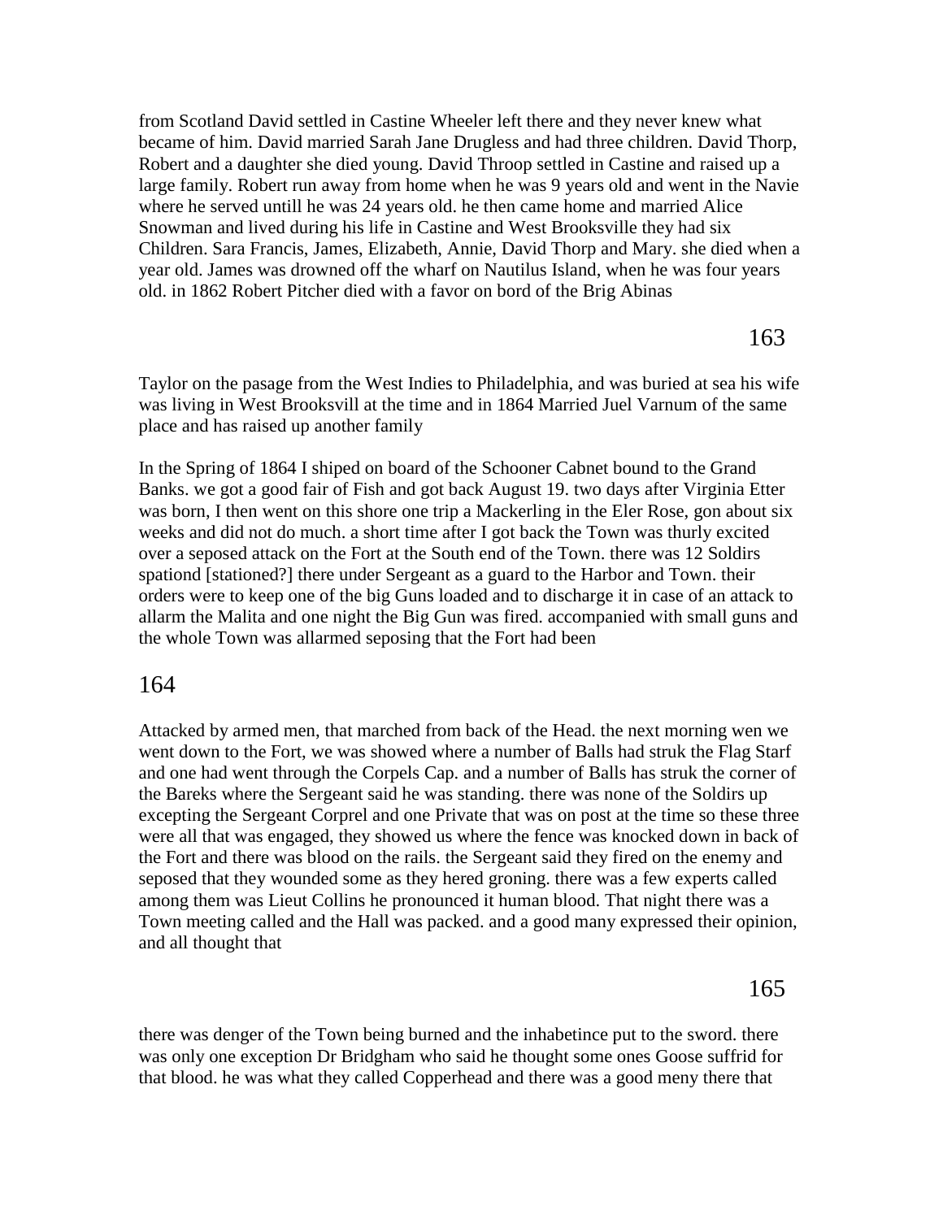from Scotland David settled in Castine Wheeler left there and they never knew what became of him. David married Sarah Jane Drugless and had three children. David Thorp, Robert and a daughter she died young. David Throop settled in Castine and raised up a large family. Robert run away from home when he was 9 years old and went in the Navie where he served untill he was 24 years old. he then came home and married Alice Snowman and lived during his life in Castine and West Brooksville they had six Children. Sara Francis, James, Elizabeth, Annie, David Thorp and Mary. she died when a year old. James was drowned off the wharf on Nautilus Island, when he was four years old. in 1862 Robert Pitcher died with a favor on bord of the Brig Abinas

Taylor on the pasage from the West Indies to Philadelphia, and was buried at sea his wife was living in West Brooksvill at the time and in 1864 Married Juel Varnum of the same place and has raised up another family

In the Spring of 1864 I shiped on board of the Schooner Cabnet bound to the Grand Banks. we got a good fair of Fish and got back August 19. two days after Virginia Etter was born, I then went on this shore one trip a Mackerling in the Eler Rose, gon about six weeks and did not do much. a short time after I got back the Town was thurly excited over a seposed attack on the Fort at the South end of the Town. there was 12 Soldirs spationd [stationed?] there under Sergeant as a guard to the Harbor and Town. their orders were to keep one of the big Guns loaded and to discharge it in case of an attack to allarm the Malita and one night the Big Gun was fired. accompanied with small guns and the whole Town was allarmed seposing that the Fort had been

Attacked by armed men, that marched from back of the Head. the next morning wen we went down to the Fort, we was showed where a number of Balls had struk the Flag Starf and one had went through the Corpels Cap. and a number of Balls has struk the corner of the Bareks where the Sergeant said he was standing. there was none of the Soldirs up excepting the Sergeant Corprel and one Private that was on post at the time so these three were all that was engaged, they showed us where the fence was knocked down in back of the Fort and there was blood on the rails. the Sergeant said they fired on the enemy and seposed that they wounded some as they hered groning. there was a few experts called among them was Lieut Collins he pronounced it human blood. That night there was a Town meeting called and the Hall was packed. and a good many expressed their opinion, and all thought that

there was denger of the Town being burned and the inhabetince put to the sword. there was only one exception Dr Bridgham who said he thought some ones Goose suffrid for that blood. he was what they called Copperhead and there was a good meny there that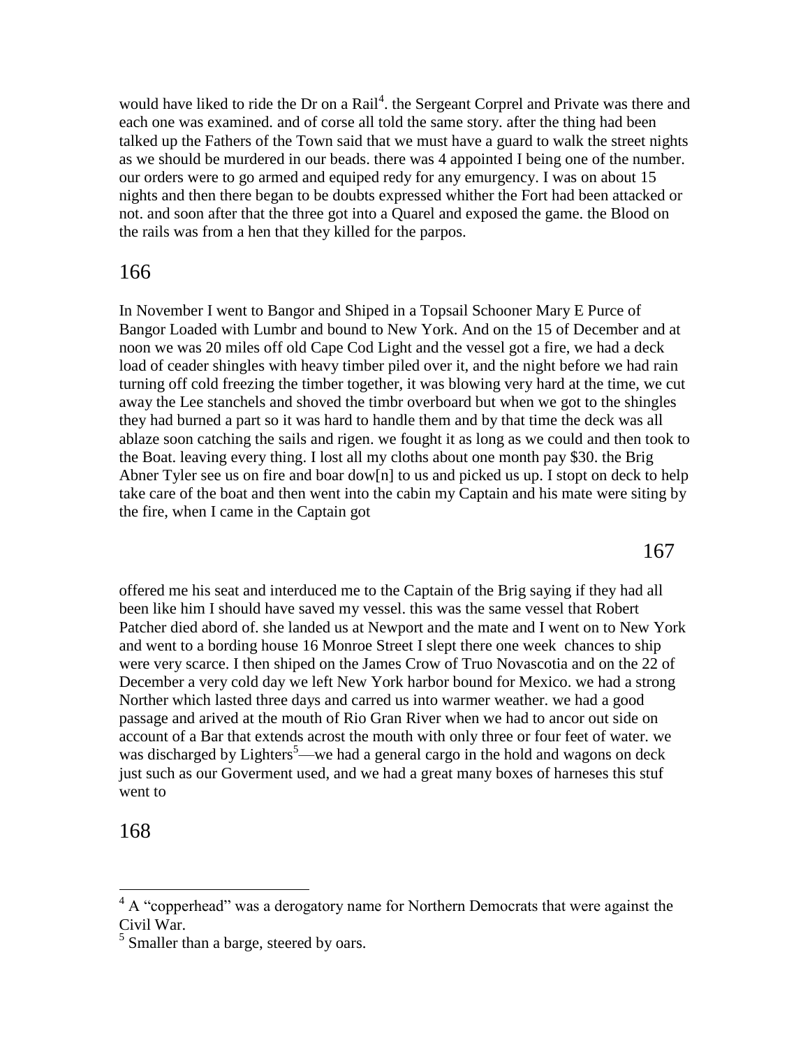would have liked to ride the Dr on a Rail[4]. the Sergeant Corprel and Private was there and each one was examined. and of corse all told the same story. after the thing had been talked up the Fathers of the Town said that we must have a guard to walk the street nights as we should be murdered in our beads. there was 4 appointed I being one of the number. our orders were to go armed and equiped redy for any emurgency. I was on about 15 nights and then there began to be doubts expressed whither the Fort had been attacked or not. and soon after that the three got into a Quarel and exposed the game. the Blood on the rails was from a hen that they killed for the parpos.

In November I went to Bangor and Shiped in a Topsail Schooner Mary E Purce of Bangor Loaded with Lumbr and bound to New York. And on the 15 of December and at noon we was 20 miles off old Cape Cod Light and the vessel got a fire, we had a deck load of ceader shingles with heavy timber piled over it, and the night before we had rain turning off cold freezing the timber together, it was blowing very hard at the time, we cut away the Lee stanchels and shoved the timbr overboard but when we got to the shingles they had burned a part so it was hard to handle them and by that time the deck was all ablaze soon catching the sails and rigen. we fought it as long as we could and then took to the Boat. leaving every thing. I lost all my cloths about one month pay $30. the Brig Abner Tyler see us on fire and boar dow[n] to us and picked us up. I stopt on deck to help take care of the boat and then went into the cabin my Captain and his mate were siting by the fire, when I came in the Captain got offered me his seat and interduced me to the Captain of the Brig saying if they had all been like him I should have saved my vessel. this was the same vessel that Robert Patcher died abord of. she landed us at Newport and the mate and I went on to New York and went to a bording house 16 Monroe Street I slept there one week chances to ship were very scarce. I then shiped on the James Crow of Truo Novascotia and on the 22 of December a very cold day we left New York harbor bound for Mexico. we had a strong Norther which lasted three days and carred us into warmer weather. we had a good passage and arived at the mouth of Rio Gran River when we had to ancor out side on account of a Bar that extends acrost the mouth with only three or four feet of water. we was discharged by Lighters[5]—we had a general cargo in the hold and wagons on deck just such as our Goverment used, and we had a great many boxes of harneses this stuf went to

---

[4] A "copperhead" was a derogatory name for Northern Democrats that were against the Civil War.

[5] Smaller than a barge, steered by oars.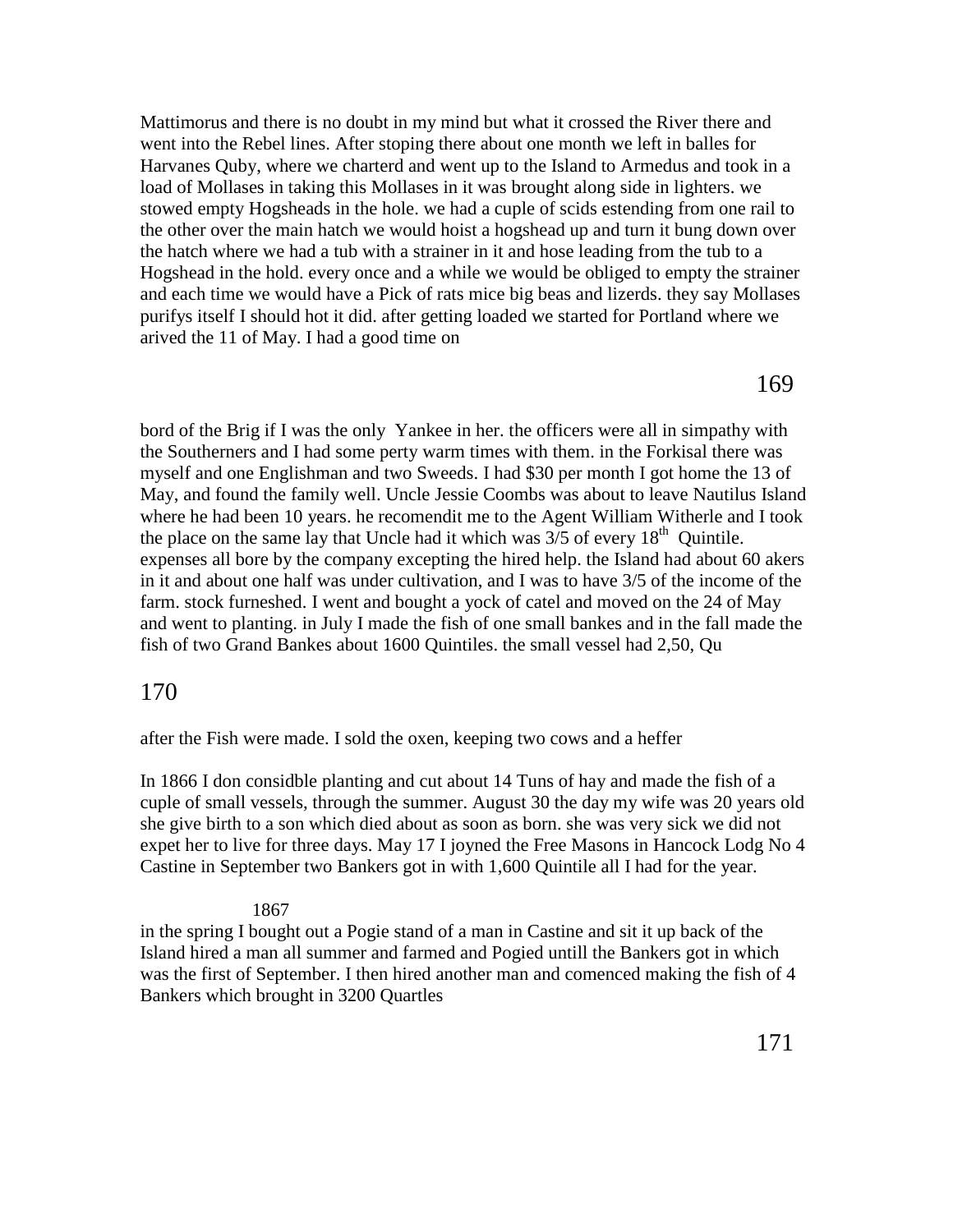Mattimorus and there is no doubt in my mind but what it crossed the River there and went into the Rebel lines. After stoping there about one month we left in balles for Harvanes Quby, where we charterd and went up to the Island to Armedus and took in a load of Mollases in taking this Mollases in it was brought along side in lighters. we stowed empty Hogsheads in the hole. we had a cuple of scids estending from one rail to the other over the main hatch we would hoist a hogshead up and turn it bung down over the hatch where we had a tub with a strainer in it and hose leading from the tub to a Hogshead in the hold. every once and a while we would be obliged to empty the strainer and each time we would have a Pick of rats mice big beas and lizerds. they say Mollases purifys itself I should hot it did. after getting loaded we started for Portland where we arived the 11 of May. I had a good time on

bord of the Brig if I was the only Yankee in her. the officers were all in simpathy with the Southerners and I had some perty warm times with them. in the Forkisal there was myself and one Englishman and two Sweeds. I had $30 per month I got home the 13 of May, and found the family well. Uncle Jessie Coombs was about to leave Nautilus Island where he had been 10 years. he recomendit me to the Agent William Witherle and I took the place on the same lay that Uncle had it which was 3/5 of every 18th Quintile. expenses all bore by the company excepting the hired help. the Island had about 60 akers in it and about one half was under cultivation, and I was to have 3/5 of the income of the farm. stock furneshed. I went and bought a yock of catel and moved on the 24 of May and went to planting. in July I made the fish of one small bankes and in the fall made the fish of two Grand Bankes about 1600 Quintiles. the small vessel had 2,50, Qu

after the Fish were made. I sold the oxen, keeping two cows and a heffer

In 1866 I don considble planting and cut about 14 Tuns of hay and made the fish of a cuple of small vessels, through the summer. August 30 the day my wife was 20 years old she give birth to a son which died about as soon as born. she was very sick we did not expet her to live for three days. May 17 I joyned the Free Masons in Hancock Lodg No 4 Castine in September two Bankers got in with 1,600 Quintile all I had for the year.

1867

in the spring I bought out a Pogie stand of a man in Castine and sit it up back of the Island hired a man all summer and farmed and Pogied untill the Bankers got in which was the first of September. I then hired another man and comenced making the fish of 4 Bankers which brought in 3200 Quartles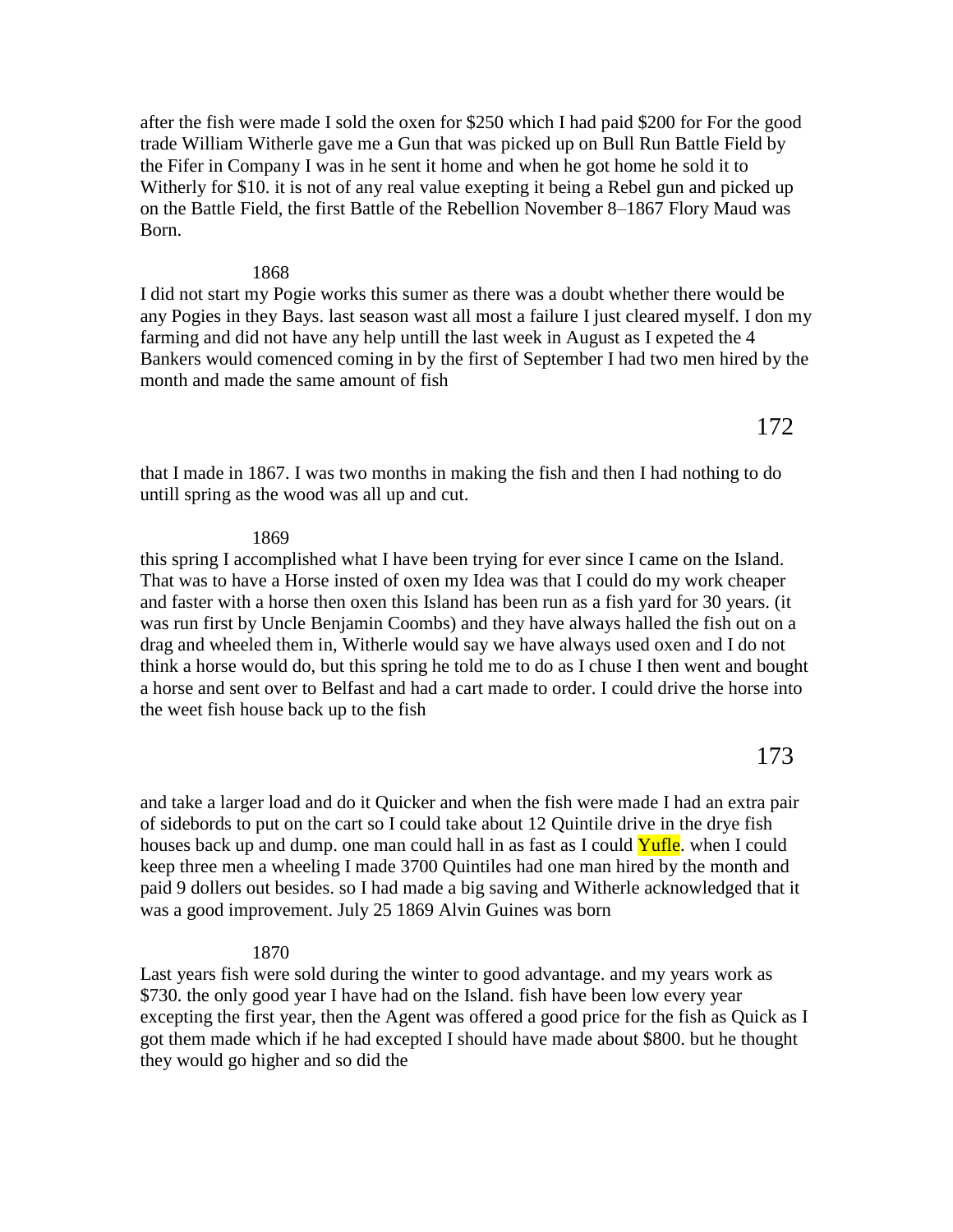after the fish were made I sold the oxen for $250 which I had paid $200 for For the good trade William Witherle gave me a Gun that was picked up on Bull Run Battle Field by the Fifer in Company I was in he sent it home and when he got home he sold it to Witherly for $10. it is not of any real value exepting it being a Rebel gun and picked up on the Battle Field, the first Battle of the Rebellion November 8–1867 Flory Maud was Born.

1868

I did not start my Pogie works this sumer as there was a doubt whether there would be any Pogies in they Bays. last season wast all most a failure I just cleared myself. I don my farming and did not have any help untill the last week in August as I expeted the 4 Bankers would comenced coming in by the first of September I had two men hired by the month and made the same amount of fish

that I made in 1867. I was two months in making the fish and then I had nothing to do untill spring as the wood was all up and cut.

1869

this spring I accomplished what I have been trying for ever since I came on the Island. That was to have a Horse insted of oxen my Idea was that I could do my work cheaper and faster with a horse then oxen this Island has been run as a fish yard for 30 years. (it was run first by Uncle Benjamin Coombs) and they have always halled the fish out on a drag and wheeled them in, Witherle would say we have always used oxen and I do not think a horse would do, but this spring he told me to do as I chuse I then went and bought a horse and sent over to Belfast and had a cart made to order. I could drive the horse into the weet fish house back up to the fish

and take a larger load and do it Quicker and when the fish were made I had an extra pair of sidebords to put on the cart so I could take about 12 Quintile drive in the drye fish houses back up and dump. one man could hall in as fast as I could Yufle. when I could keep three men a wheeling I made 3700 Quintiles had one man hired by the month and paid 9 dollers out besides. so I had made a big saving and Witherle acknowledged that it was a good improvement. July 25 1869 Alvin Guines was born

1870

Last years fish were sold during the winter to good advantage. and my years work as $730. the only good year I have had on the Island. fish have been low every year excepting the first year, then the Agent was offered a good price for the fish as Quick as I got them made which if he had excepted I should have made about $800. but he thought they would go higher and so did the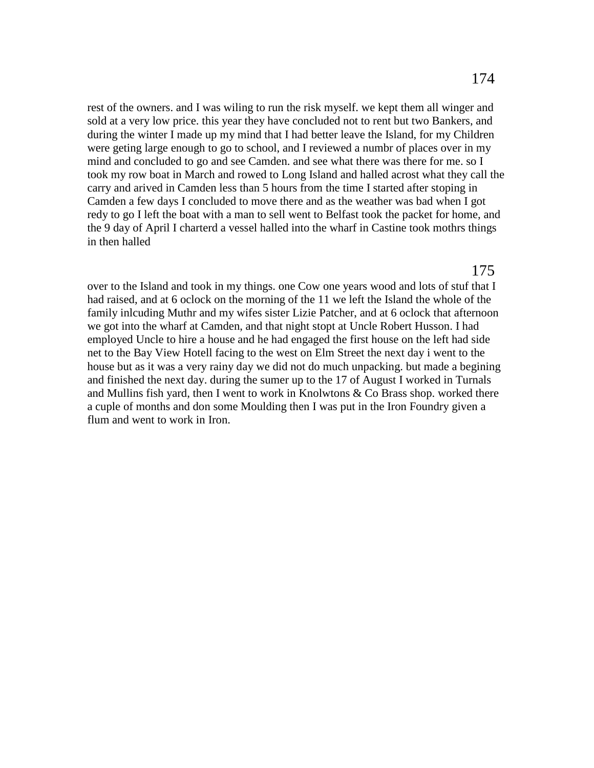rest of the owners. and I was wiling to run the risk myself. we kept them all winger and sold at a very low price. this year they have concluded not to rent but two Bankers, and during the winter I made up my mind that I had better leave the Island, for my Children were geting large enough to go to school, and I reviewed a numbr of places over in my mind and concluded to go and see Camden. and see what there was there for me. so I took my row boat in March and rowed to Long Island and halled acrost what they call the carry and arived in Camden less than 5 hours from the time I started after stoping in Camden a few days I concluded to move there and as the weather was bad when I got redy to go I left the boat with a man to sell went to Belfast took the packet for home, and the 9 day of April I charterd a vessel halled into the wharf in Castine took mothrs things in then halled

over to the Island and took in my things. one Cow one years wood and lots of stuf that I had raised, and at 6 oclock on the morning of the 11 we left the Island the whole of the family inlcuding Muthr and my wifes sister Lizie Patcher, and at 6 oclock that afternoon we got into the wharf at Camden, and that night stopt at Uncle Robert Husson. I had employed Uncle to hire a house and he had engaged the first house on the left had side net to the Bay View Hotell facing to the west on Elm Street the next day i went to the house but as it was a very rainy day we did not do much unpacking. but made a begining and finished the next day. during the sumer up to the 17 of August I worked in Turnals and Mullins fish yard, then I went to work in Knolwtons & Co Brass shop. worked there a cuple of months and don some Moulding then I was put in the Iron Foundry given a flum and went to work in Iron.